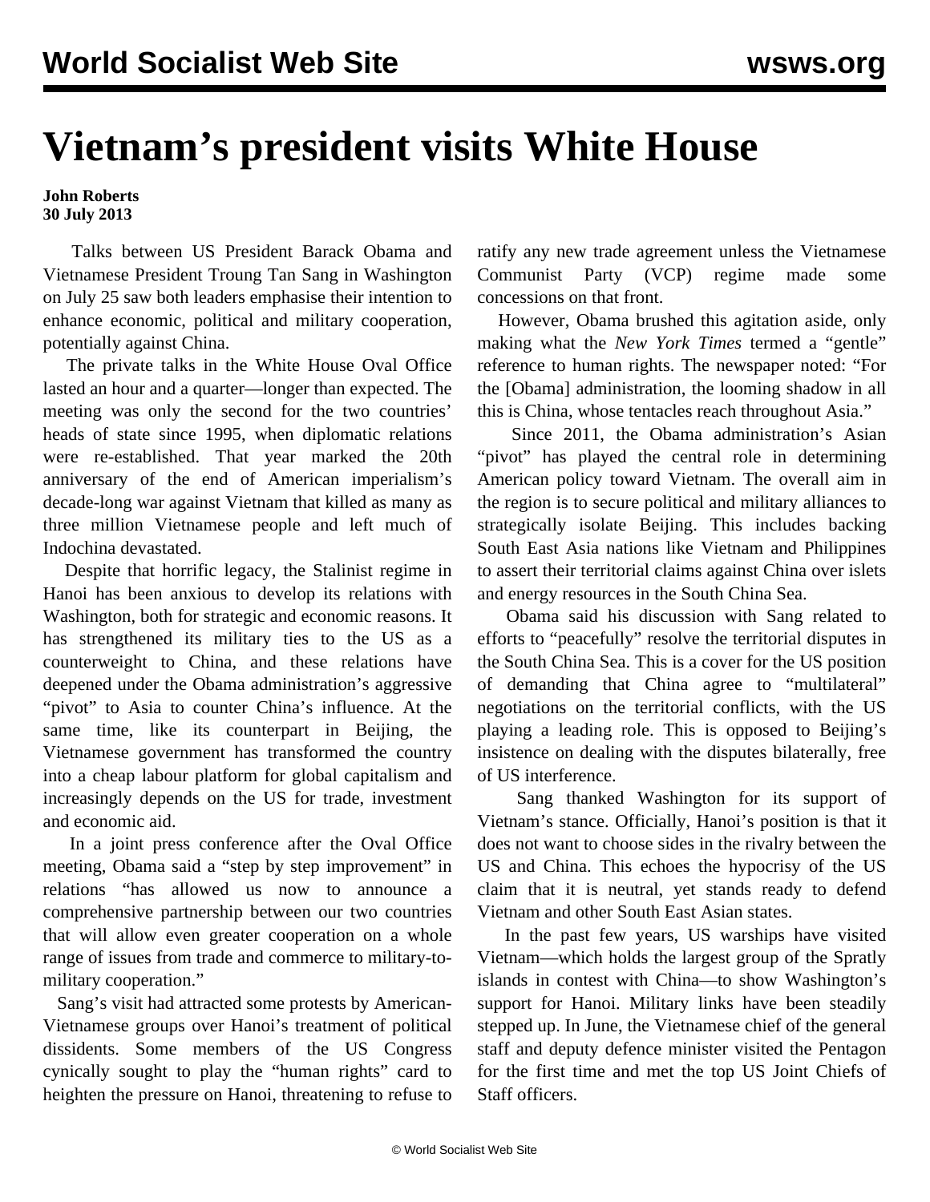# Vietnam's president visits White House

**John Roberts**
**30 July 2013**

Talks between US President Barack Obama and Vietnamese President Troung Tan Sang in Washington on July 25 saw both leaders emphasise their intention to enhance economic, political and military cooperation, potentially against China.

The private talks in the White House Oval Office lasted an hour and a quarter—longer than expected. The meeting was only the second for the two countries' heads of state since 1995, when diplomatic relations were re-established. That year marked the 20th anniversary of the end of American imperialism's decade-long war against Vietnam that killed as many as three million Vietnamese people and left much of Indochina devastated.

Despite that horrific legacy, the Stalinist regime in Hanoi has been anxious to develop its relations with Washington, both for strategic and economic reasons. It has strengthened its military ties to the US as a counterweight to China, and these relations have deepened under the Obama administration's aggressive "pivot" to Asia to counter China's influence. At the same time, like its counterpart in Beijing, the Vietnamese government has transformed the country into a cheap labour platform for global capitalism and increasingly depends on the US for trade, investment and economic aid.

In a joint press conference after the Oval Office meeting, Obama said a "step by step improvement" in relations "has allowed us now to announce a comprehensive partnership between our two countries that will allow even greater cooperation on a whole range of issues from trade and commerce to military-to-military cooperation."

Sang's visit had attracted some protests by American-Vietnamese groups over Hanoi's treatment of political dissidents. Some members of the US Congress cynically sought to play the "human rights" card to heighten the pressure on Hanoi, threatening to refuse to ratify any new trade agreement unless the Vietnamese Communist Party (VCP) regime made some concessions on that front.

However, Obama brushed this agitation aside, only making what the *New York Times* termed a "gentle" reference to human rights. The newspaper noted: "For the [Obama] administration, the looming shadow in all this is China, whose tentacles reach throughout Asia."

Since 2011, the Obama administration's Asian "pivot" has played the central role in determining American policy toward Vietnam. The overall aim in the region is to secure political and military alliances to strategically isolate Beijing. This includes backing South East Asia nations like Vietnam and Philippines to assert their territorial claims against China over islets and energy resources in the South China Sea.

Obama said his discussion with Sang related to efforts to "peacefully" resolve the territorial disputes in the South China Sea. This is a cover for the US position of demanding that China agree to "multilateral" negotiations on the territorial conflicts, with the US playing a leading role. This is opposed to Beijing's insistence on dealing with the disputes bilaterally, free of US interference.

Sang thanked Washington for its support of Vietnam's stance. Officially, Hanoi's position is that it does not want to choose sides in the rivalry between the US and China. This echoes the hypocrisy of the US claim that it is neutral, yet stands ready to defend Vietnam and other South East Asian states.

In the past few years, US warships have visited Vietnam—which holds the largest group of the Spratly islands in contest with China—to show Washington's support for Hanoi. Military links have been steadily stepped up. In June, the Vietnamese chief of the general staff and deputy defence minister visited the Pentagon for the first time and met the top US Joint Chiefs of Staff officers.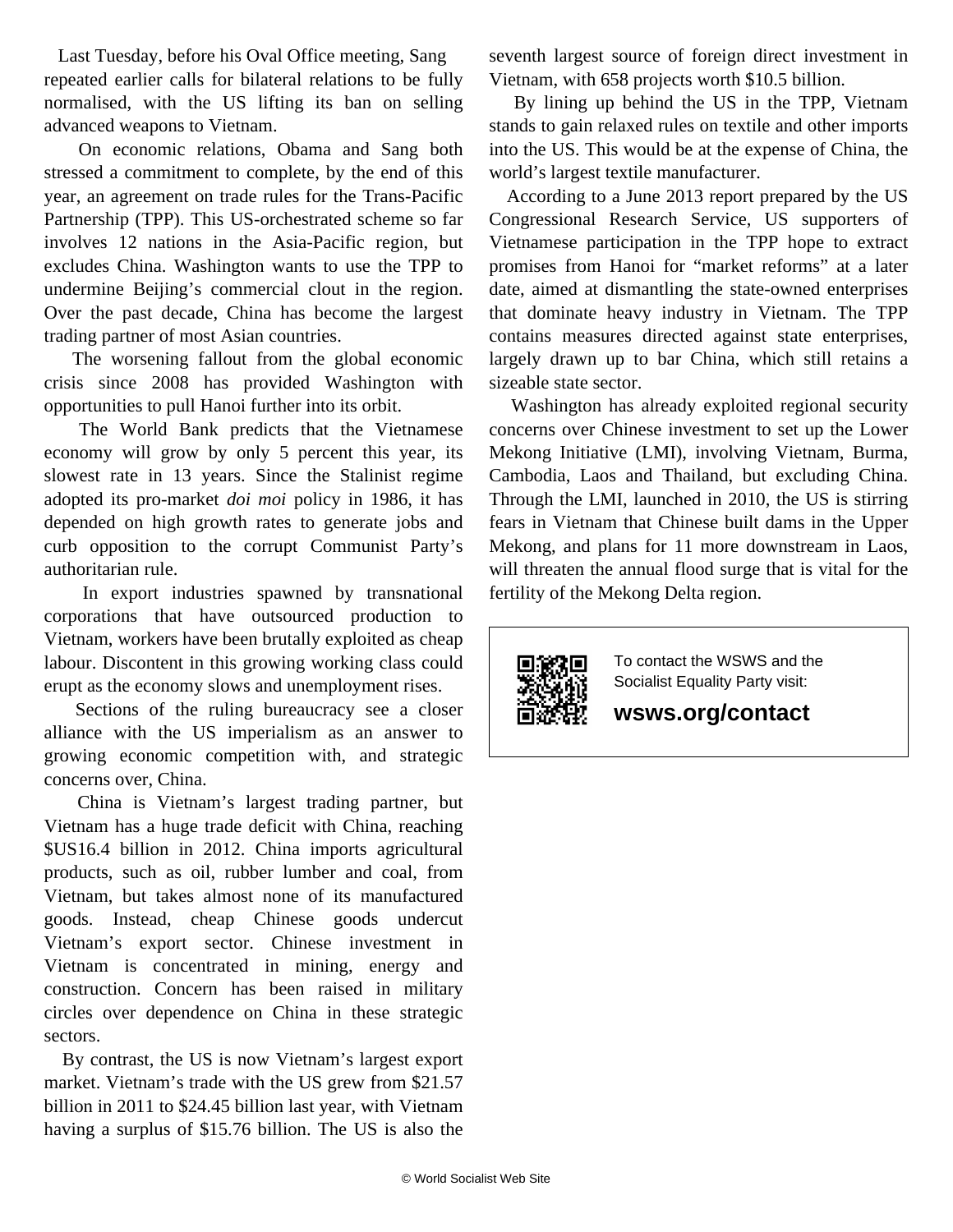Last Tuesday, before his Oval Office meeting, Sang repeated earlier calls for bilateral relations to be fully normalised, with the US lifting its ban on selling advanced weapons to Vietnam.

On economic relations, Obama and Sang both stressed a commitment to complete, by the end of this year, an agreement on trade rules for the Trans-Pacific Partnership (TPP). This US-orchestrated scheme so far involves 12 nations in the Asia-Pacific region, but excludes China. Washington wants to use the TPP to undermine Beijing's commercial clout in the region. Over the past decade, China has become the largest trading partner of most Asian countries.

The worsening fallout from the global economic crisis since 2008 has provided Washington with opportunities to pull Hanoi further into its orbit.

The World Bank predicts that the Vietnamese economy will grow by only 5 percent this year, its slowest rate in 13 years. Since the Stalinist regime adopted its pro-market *doi moi* policy in 1986, it has depended on high growth rates to generate jobs and curb opposition to the corrupt Communist Party's authoritarian rule.

In export industries spawned by transnational corporations that have outsourced production to Vietnam, workers have been brutally exploited as cheap labour. Discontent in this growing working class could erupt as the economy slows and unemployment rises.

Sections of the ruling bureaucracy see a closer alliance with the US imperialism as an answer to growing economic competition with, and strategic concerns over, China.

China is Vietnam's largest trading partner, but Vietnam has a huge trade deficit with China, reaching $US16.4 billion in 2012. China imports agricultural products, such as oil, rubber lumber and coal, from Vietnam, but takes almost none of its manufactured goods. Instead, cheap Chinese goods undercut Vietnam's export sector. Chinese investment in Vietnam is concentrated in mining, energy and construction. Concern has been raised in military circles over dependence on China in these strategic sectors.

By contrast, the US is now Vietnam's largest export market. Vietnam's trade with the US grew from $21.57 billion in 2011 to $24.45 billion last year, with Vietnam having a surplus of $15.76 billion. The US is also the seventh largest source of foreign direct investment in Vietnam, with 658 projects worth $10.5 billion.

By lining up behind the US in the TPP, Vietnam stands to gain relaxed rules on textile and other imports into the US. This would be at the expense of China, the world's largest textile manufacturer.

According to a June 2013 report prepared by the US Congressional Research Service, US supporters of Vietnamese participation in the TPP hope to extract promises from Hanoi for "market reforms" at a later date, aimed at dismantling the state-owned enterprises that dominate heavy industry in Vietnam. The TPP contains measures directed against state enterprises, largely drawn up to bar China, which still retains a sizeable state sector.

Washington has already exploited regional security concerns over Chinese investment to set up the Lower Mekong Initiative (LMI), involving Vietnam, Burma, Cambodia, Laos and Thailand, but excluding China. Through the LMI, launched in 2010, the US is stirring fears in Vietnam that Chinese built dams in the Upper Mekong, and plans for 11 more downstream in Laos, will threaten the annual flood surge that is vital for the fertility of the Mekong Delta region.

To contact the WSWS and the Socialist Equality Party visit:

**wsws.org/contact**